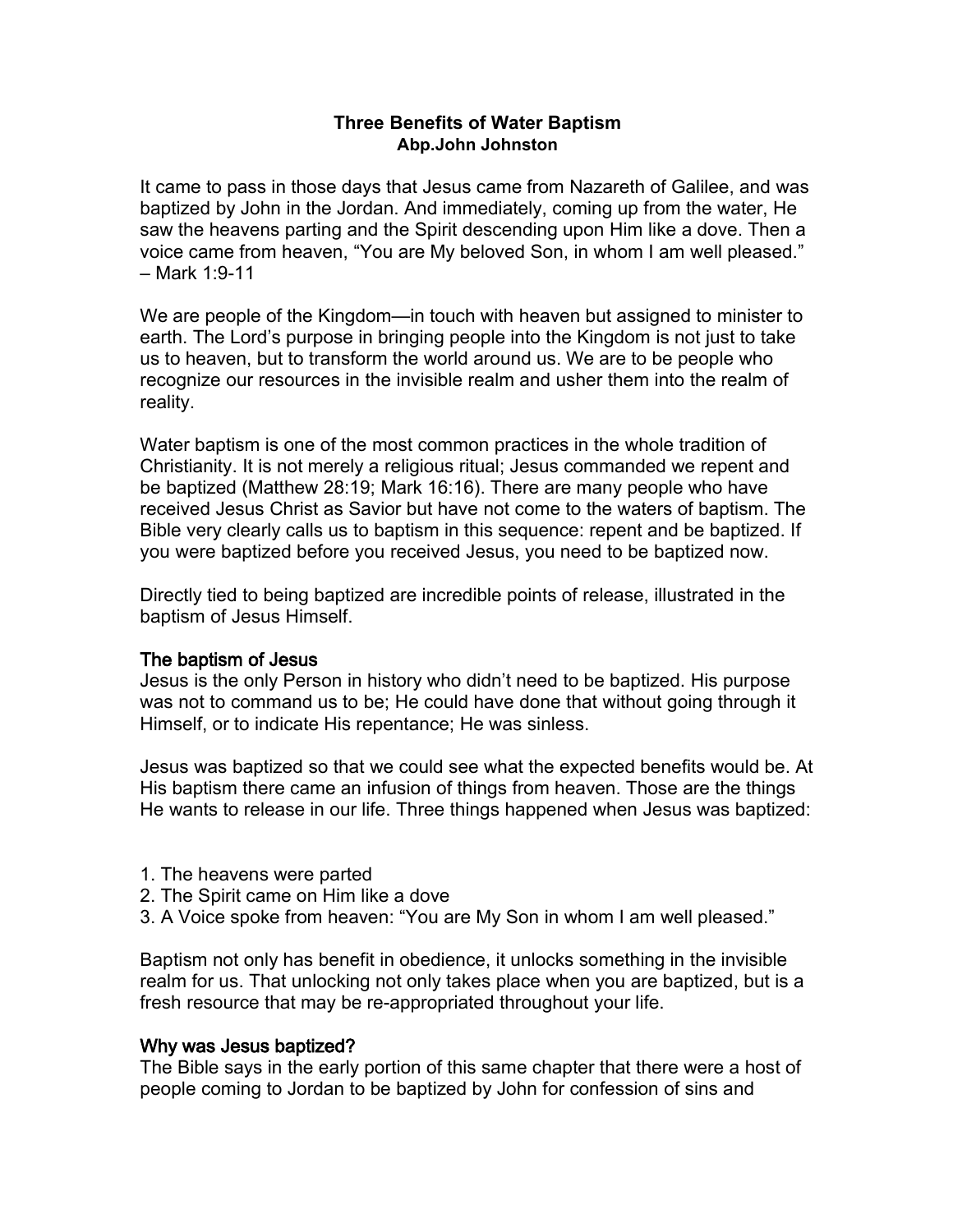# Three Benefits of Water Baptism

**Abp.John Johnston**

It came to pass in those days that Jesus came from Nazareth of Galilee, and was baptized by John in the Jordan. And immediately, coming up from the water, He saw the heavens parting and the Spirit descending upon Him like a dove. Then a voice came from heaven, "You are My beloved Son, in whom I am well pleased." – Mark 1:9-11

We are people of the Kingdom—in touch with heaven but assigned to minister to earth. The Lord's purpose in bringing people into the Kingdom is not just to take us to heaven, but to transform the world around us. We are to be people who recognize our resources in the invisible realm and usher them into the realm of reality.

Water baptism is one of the most common practices in the whole tradition of Christianity. It is not merely a religious ritual; Jesus commanded we repent and be baptized (Matthew 28:19; Mark 16:16). There are many people who have received Jesus Christ as Savior but have not come to the waters of baptism. The Bible very clearly calls us to baptism in this sequence: repent and be baptized. If you were baptized before you received Jesus, you need to be baptized now.

Directly tied to being baptized are incredible points of release, illustrated in the baptism of Jesus Himself.

## The baptism of Jesus

Jesus is the only Person in history who didn't need to be baptized. His purpose was not to command us to be; He could have done that without going through it Himself, or to indicate His repentance; He was sinless.

Jesus was baptized so that we could see what the expected benefits would be. At His baptism there came an infusion of things from heaven. Those are the things He wants to release in our life. Three things happened when Jesus was baptized:

1. The heavens were parted
2. The Spirit came on Him like a dove
3. A Voice spoke from heaven: "You are My Son in whom I am well pleased."

Baptism not only has benefit in obedience, it unlocks something in the invisible realm for us. That unlocking not only takes place when you are baptized, but is a fresh resource that may be re-appropriated throughout your life.

## Why was Jesus baptized?

The Bible says in the early portion of this same chapter that there were a host of people coming to Jordan to be baptized by John for confession of sins and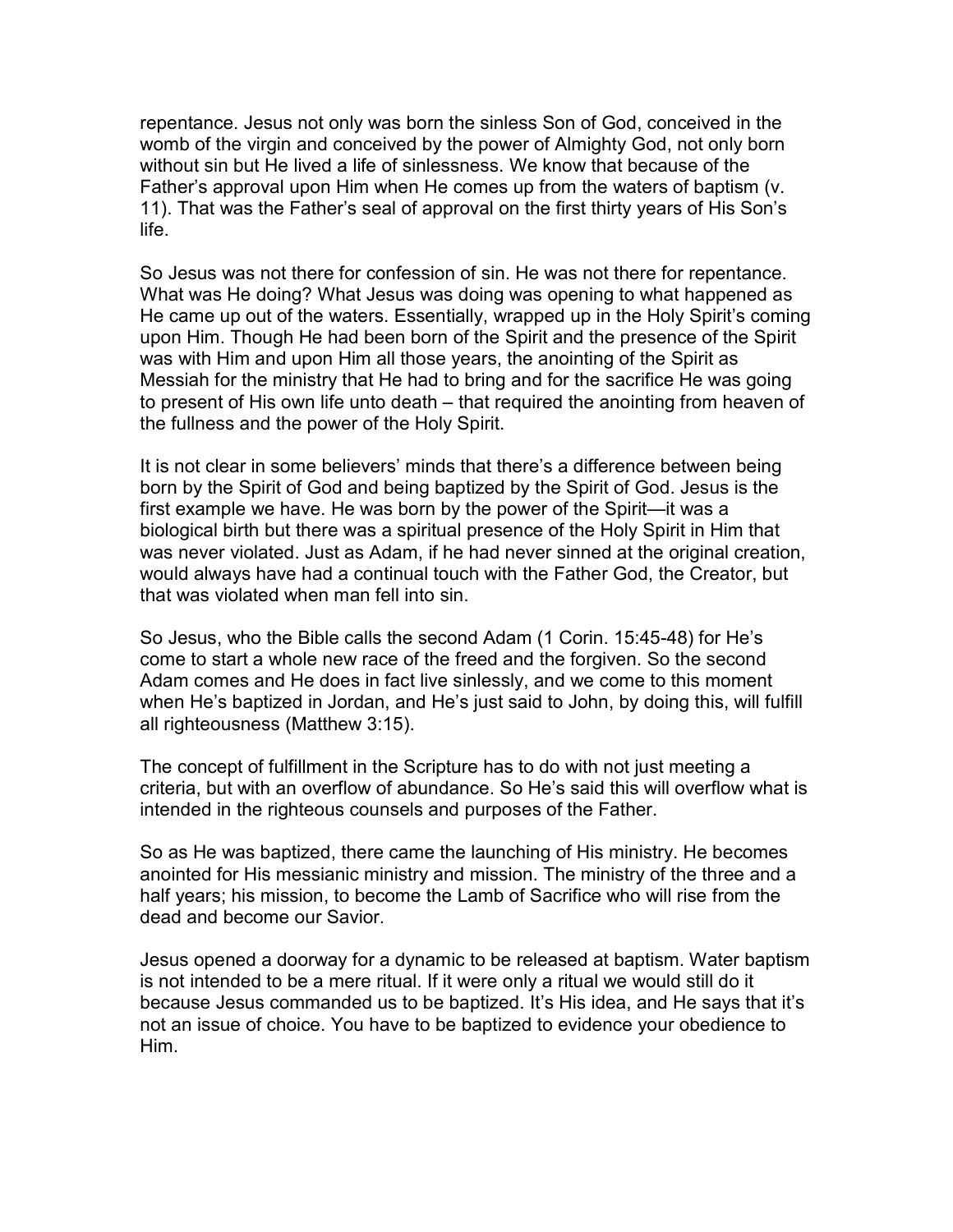repentance. Jesus not only was born the sinless Son of God, conceived in the womb of the virgin and conceived by the power of Almighty God, not only born without sin but He lived a life of sinlessness. We know that because of the Father's approval upon Him when He comes up from the waters of baptism (v. 11). That was the Father's seal of approval on the first thirty years of His Son's life.

So Jesus was not there for confession of sin. He was not there for repentance. What was He doing? What Jesus was doing was opening to what happened as He came up out of the waters. Essentially, wrapped up in the Holy Spirit's coming upon Him. Though He had been born of the Spirit and the presence of the Spirit was with Him and upon Him all those years, the anointing of the Spirit as Messiah for the ministry that He had to bring and for the sacrifice He was going to present of His own life unto death – that required the anointing from heaven of the fullness and the power of the Holy Spirit.

It is not clear in some believers' minds that there's a difference between being born by the Spirit of God and being baptized by the Spirit of God. Jesus is the first example we have. He was born by the power of the Spirit—it was a biological birth but there was a spiritual presence of the Holy Spirit in Him that was never violated. Just as Adam, if he had never sinned at the original creation, would always have had a continual touch with the Father God, the Creator, but that was violated when man fell into sin.

So Jesus, who the Bible calls the second Adam (1 Corin. 15:45-48) for He's come to start a whole new race of the freed and the forgiven. So the second Adam comes and He does in fact live sinlessly, and we come to this moment when He's baptized in Jordan, and He's just said to John, by doing this, will fulfill all righteousness (Matthew 3:15).

The concept of fulfillment in the Scripture has to do with not just meeting a criteria, but with an overflow of abundance. So He's said this will overflow what is intended in the righteous counsels and purposes of the Father.

So as He was baptized, there came the launching of His ministry. He becomes anointed for His messianic ministry and mission. The ministry of the three and a half years; his mission, to become the Lamb of Sacrifice who will rise from the dead and become our Savior.

Jesus opened a doorway for a dynamic to be released at baptism. Water baptism is not intended to be a mere ritual. If it were only a ritual we would still do it because Jesus commanded us to be baptized. It's His idea, and He says that it's not an issue of choice. You have to be baptized to evidence your obedience to Him.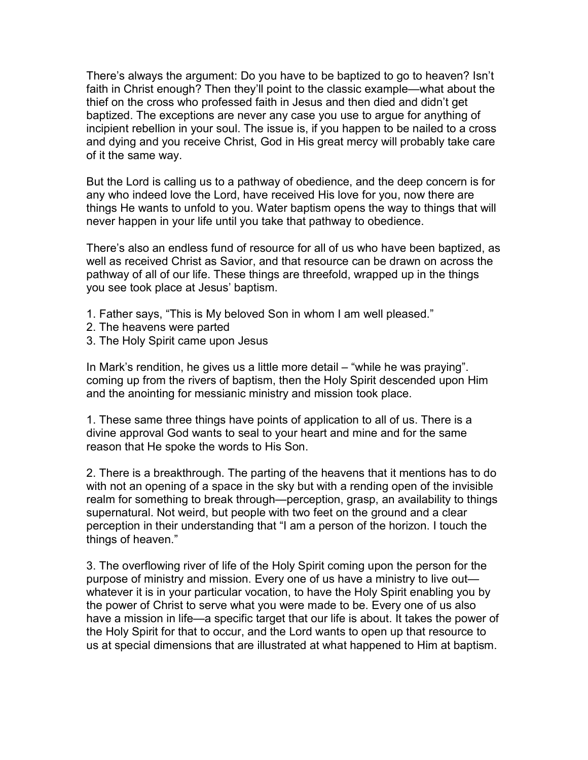There's always the argument: Do you have to be baptized to go to heaven? Isn't faith in Christ enough? Then they'll point to the classic example—what about the thief on the cross who professed faith in Jesus and then died and didn't get baptized. The exceptions are never any case you use to argue for anything of incipient rebellion in your soul. The issue is, if you happen to be nailed to a cross and dying and you receive Christ, God in His great mercy will probably take care of it the same way.

But the Lord is calling us to a pathway of obedience, and the deep concern is for any who indeed love the Lord, have received His love for you, now there are things He wants to unfold to you. Water baptism opens the way to things that will never happen in your life until you take that pathway to obedience.

There's also an endless fund of resource for all of us who have been baptized, as well as received Christ as Savior, and that resource can be drawn on across the pathway of all of our life. These things are threefold, wrapped up in the things you see took place at Jesus' baptism.

1. Father says, "This is My beloved Son in whom I am well pleased."
2. The heavens were parted
3. The Holy Spirit came upon Jesus

In Mark's rendition, he gives us a little more detail – "while he was praying". coming up from the rivers of baptism, then the Holy Spirit descended upon Him and the anointing for messianic ministry and mission took place.

1. These same three things have points of application to all of us. There is a divine approval God wants to seal to your heart and mine and for the same reason that He spoke the words to His Son.

2. There is a breakthrough. The parting of the heavens that it mentions has to do with not an opening of a space in the sky but with a rending open of the invisible realm for something to break through—perception, grasp, an availability to things supernatural. Not weird, but people with two feet on the ground and a clear perception in their understanding that "I am a person of the horizon. I touch the things of heaven."

3. The overflowing river of life of the Holy Spirit coming upon the person for the purpose of ministry and mission. Every one of us have a ministry to live out—whatever it is in your particular vocation, to have the Holy Spirit enabling you by the power of Christ to serve what you were made to be. Every one of us also have a mission in life—a specific target that our life is about. It takes the power of the Holy Spirit for that to occur, and the Lord wants to open up that resource to us at special dimensions that are illustrated at what happened to Him at baptism.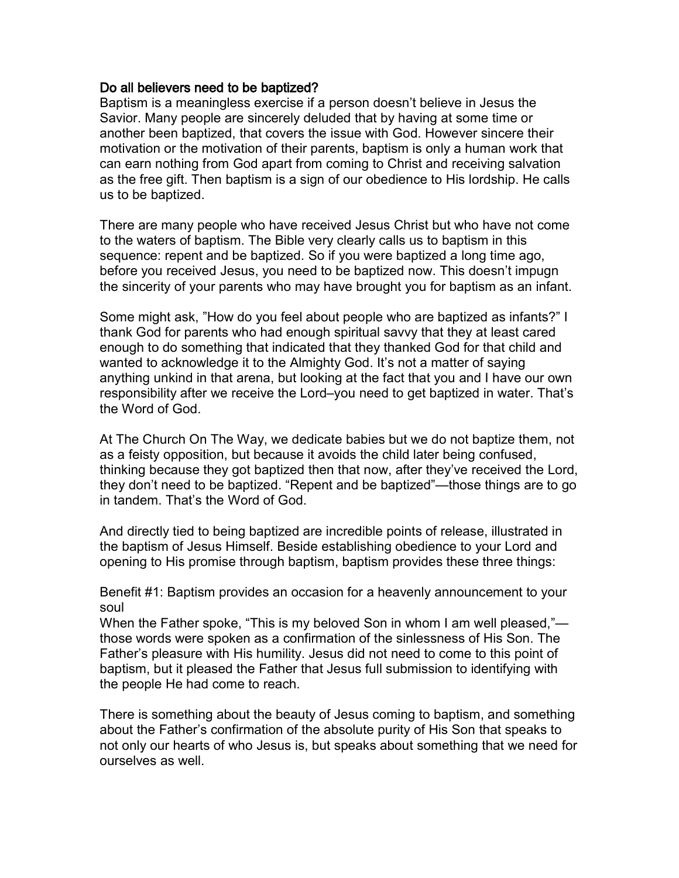## Do all believers need to be baptized?

Baptism is a meaningless exercise if a person doesn't believe in Jesus the Savior. Many people are sincerely deluded that by having at some time or another been baptized, that covers the issue with God. However sincere their motivation or the motivation of their parents, baptism is only a human work that can earn nothing from God apart from coming to Christ and receiving salvation as the free gift. Then baptism is a sign of our obedience to His lordship. He calls us to be baptized.

There are many people who have received Jesus Christ but who have not come to the waters of baptism. The Bible very clearly calls us to baptism in this sequence: repent and be baptized. So if you were baptized a long time ago, before you received Jesus, you need to be baptized now. This doesn't impugn the sincerity of your parents who may have brought you for baptism as an infant.

Some might ask, "How do you feel about people who are baptized as infants?" I thank God for parents who had enough spiritual savvy that they at least cared enough to do something that indicated that they thanked God for that child and wanted to acknowledge it to the Almighty God. It's not a matter of saying anything unkind in that arena, but looking at the fact that you and I have our own responsibility after we receive the Lord–you need to get baptized in water. That's the Word of God.

At The Church On The Way, we dedicate babies but we do not baptize them, not as a feisty opposition, but because it avoids the child later being confused, thinking because they got baptized then that now, after they've received the Lord, they don't need to be baptized. "Repent and be baptized"—those things are to go in tandem. That's the Word of God.

And directly tied to being baptized are incredible points of release, illustrated in the baptism of Jesus Himself. Beside establishing obedience to your Lord and opening to His promise through baptism, baptism provides these three things:

### Benefit #1: Baptism provides an occasion for a heavenly announcement to your soul

When the Father spoke, "This is my beloved Son in whom I am well pleased,"—those words were spoken as a confirmation of the sinlessness of His Son. The Father's pleasure with His humility. Jesus did not need to come to this point of baptism, but it pleased the Father that Jesus full submission to identifying with the people He had come to reach.

There is something about the beauty of Jesus coming to baptism, and something about the Father's confirmation of the absolute purity of His Son that speaks to not only our hearts of who Jesus is, but speaks about something that we need for ourselves as well.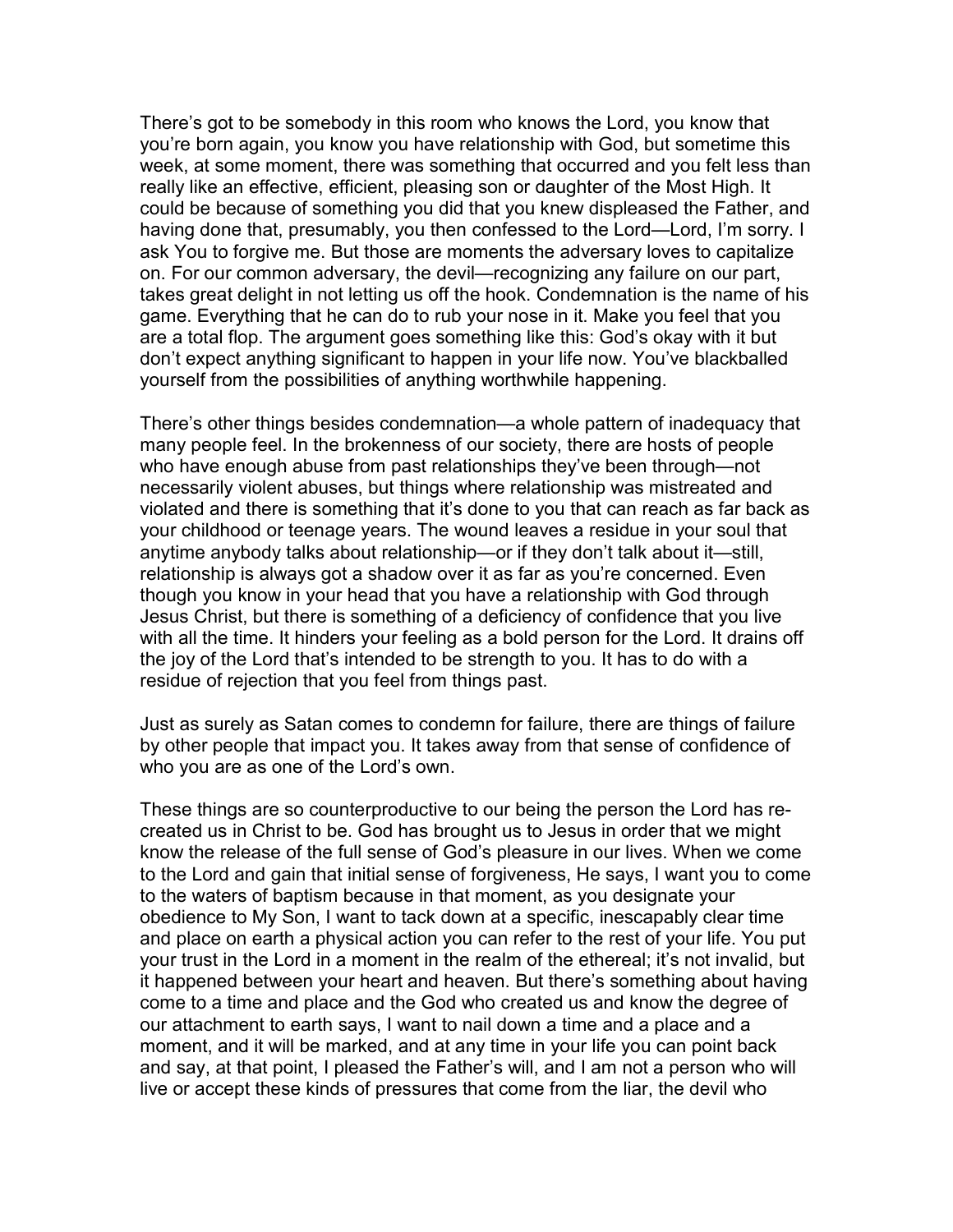There's got to be somebody in this room who knows the Lord, you know that you're born again, you know you have relationship with God, but sometime this week, at some moment, there was something that occurred and you felt less than really like an effective, efficient, pleasing son or daughter of the Most High. It could be because of something you did that you knew displeased the Father, and having done that, presumably, you then confessed to the Lord—Lord, I'm sorry. I ask You to forgive me. But those are moments the adversary loves to capitalize on. For our common adversary, the devil—recognizing any failure on our part, takes great delight in not letting us off the hook. Condemnation is the name of his game. Everything that he can do to rub your nose in it. Make you feel that you are a total flop. The argument goes something like this: God's okay with it but don't expect anything significant to happen in your life now. You've blackballed yourself from the possibilities of anything worthwhile happening.

There's other things besides condemnation—a whole pattern of inadequacy that many people feel. In the brokenness of our society, there are hosts of people who have enough abuse from past relationships they've been through—not necessarily violent abuses, but things where relationship was mistreated and violated and there is something that it's done to you that can reach as far back as your childhood or teenage years. The wound leaves a residue in your soul that anytime anybody talks about relationship—or if they don't talk about it—still, relationship is always got a shadow over it as far as you're concerned. Even though you know in your head that you have a relationship with God through Jesus Christ, but there is something of a deficiency of confidence that you live with all the time. It hinders your feeling as a bold person for the Lord. It drains off the joy of the Lord that's intended to be strength to you. It has to do with a residue of rejection that you feel from things past.

Just as surely as Satan comes to condemn for failure, there are things of failure by other people that impact you. It takes away from that sense of confidence of who you are as one of the Lord's own.

These things are so counterproductive to our being the person the Lord has re-created us in Christ to be. God has brought us to Jesus in order that we might know the release of the full sense of God's pleasure in our lives. When we come to the Lord and gain that initial sense of forgiveness, He says, I want you to come to the waters of baptism because in that moment, as you designate your obedience to My Son, I want to tack down at a specific, inescapably clear time and place on earth a physical action you can refer to the rest of your life. You put your trust in the Lord in a moment in the realm of the ethereal; it's not invalid, but it happened between your heart and heaven. But there's something about having come to a time and place and the God who created us and know the degree of our attachment to earth says, I want to nail down a time and a place and a moment, and it will be marked, and at any time in your life you can point back and say, at that point, I pleased the Father's will, and I am not a person who will live or accept these kinds of pressures that come from the liar, the devil who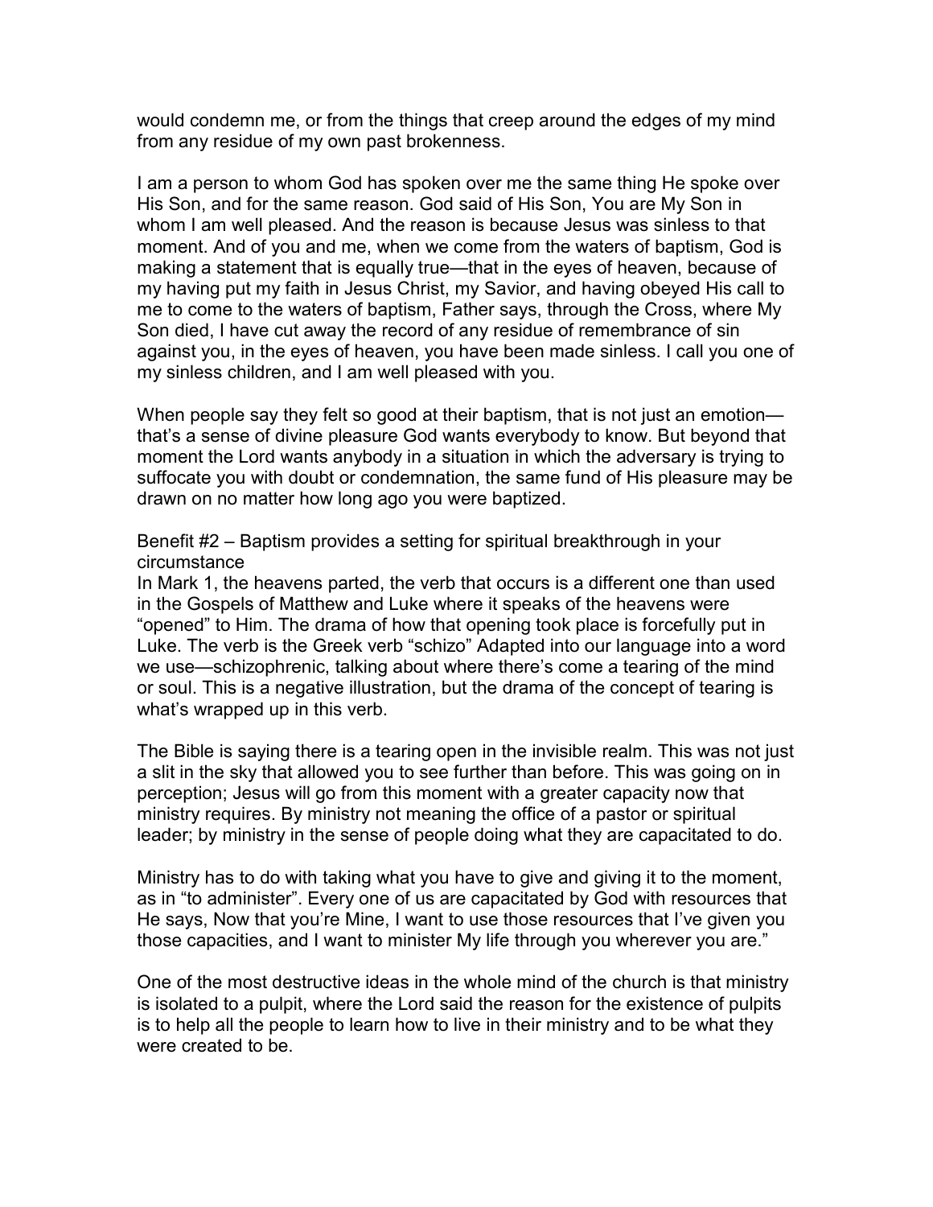would condemn me, or from the things that creep around the edges of my mind from any residue of my own past brokenness.

I am a person to whom God has spoken over me the same thing He spoke over His Son, and for the same reason. God said of His Son, You are My Son in whom I am well pleased. And the reason is because Jesus was sinless to that moment. And of you and me, when we come from the waters of baptism, God is making a statement that is equally true—that in the eyes of heaven, because of my having put my faith in Jesus Christ, my Savior, and having obeyed His call to me to come to the waters of baptism, Father says, through the Cross, where My Son died, I have cut away the record of any residue of remembrance of sin against you, in the eyes of heaven, you have been made sinless. I call you one of my sinless children, and I am well pleased with you.

When people say they felt so good at their baptism, that is not just an emotion—that's a sense of divine pleasure God wants everybody to know. But beyond that moment the Lord wants anybody in a situation in which the adversary is trying to suffocate you with doubt or condemnation, the same fund of His pleasure may be drawn on no matter how long ago you were baptized.

Benefit #2 – Baptism provides a setting for spiritual breakthrough in your circumstance

In Mark 1, the heavens parted, the verb that occurs is a different one than used in the Gospels of Matthew and Luke where it speaks of the heavens were "opened" to Him. The drama of how that opening took place is forcefully put in Luke. The verb is the Greek verb "schizo" Adapted into our language into a word we use—schizophrenic, talking about where there's come a tearing of the mind or soul. This is a negative illustration, but the drama of the concept of tearing is what's wrapped up in this verb.

The Bible is saying there is a tearing open in the invisible realm. This was not just a slit in the sky that allowed you to see further than before. This was going on in perception; Jesus will go from this moment with a greater capacity now that ministry requires. By ministry not meaning the office of a pastor or spiritual leader; by ministry in the sense of people doing what they are capacitated to do.

Ministry has to do with taking what you have to give and giving it to the moment, as in "to administer". Every one of us are capacitated by God with resources that He says, Now that you're Mine, I want to use those resources that I've given you those capacities, and I want to minister My life through you wherever you are."

One of the most destructive ideas in the whole mind of the church is that ministry is isolated to a pulpit, where the Lord said the reason for the existence of pulpits is to help all the people to learn how to live in their ministry and to be what they were created to be.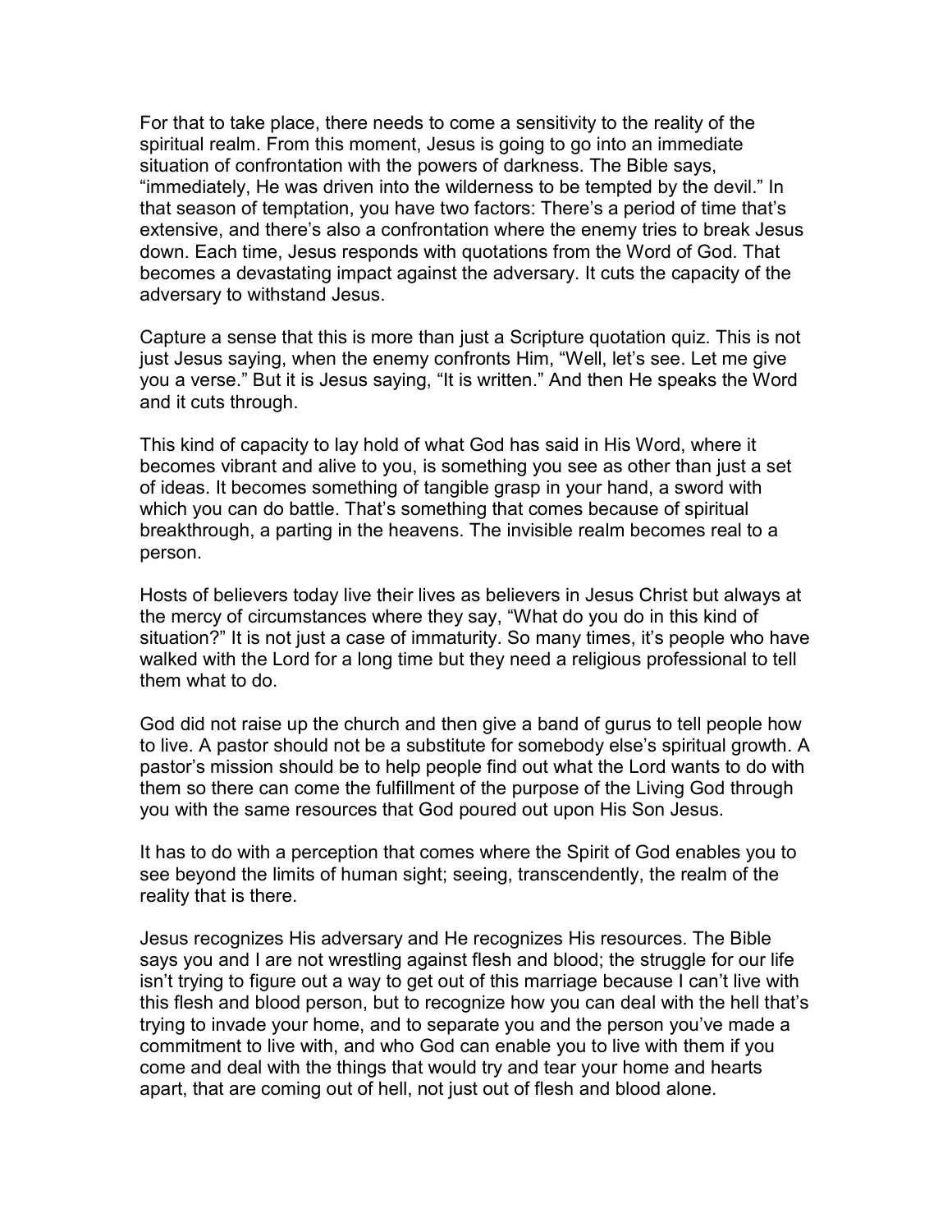For that to take place, there needs to come a sensitivity to the reality of the spiritual realm. From this moment, Jesus is going to go into an immediate situation of confrontation with the powers of darkness. The Bible says, "immediately, He was driven into the wilderness to be tempted by the devil." In that season of temptation, you have two factors: There's a period of time that's extensive, and there's also a confrontation where the enemy tries to break Jesus down. Each time, Jesus responds with quotations from the Word of God. That becomes a devastating impact against the adversary. It cuts the capacity of the adversary to withstand Jesus.

Capture a sense that this is more than just a Scripture quotation quiz. This is not just Jesus saying, when the enemy confronts Him, "Well, let's see. Let me give you a verse." But it is Jesus saying, "It is written." And then He speaks the Word and it cuts through.

This kind of capacity to lay hold of what God has said in His Word, where it becomes vibrant and alive to you, is something you see as other than just a set of ideas. It becomes something of tangible grasp in your hand, a sword with which you can do battle. That's something that comes because of spiritual breakthrough, a parting in the heavens. The invisible realm becomes real to a person.

Hosts of believers today live their lives as believers in Jesus Christ but always at the mercy of circumstances where they say, "What do you do in this kind of situation?" It is not just a case of immaturity. So many times, it's people who have walked with the Lord for a long time but they need a religious professional to tell them what to do.

God did not raise up the church and then give a band of gurus to tell people how to live. A pastor should not be a substitute for somebody else's spiritual growth. A pastor's mission should be to help people find out what the Lord wants to do with them so there can come the fulfillment of the purpose of the Living God through you with the same resources that God poured out upon His Son Jesus.

It has to do with a perception that comes where the Spirit of God enables you to see beyond the limits of human sight; seeing, transcendently, the realm of the reality that is there.

Jesus recognizes His adversary and He recognizes His resources. The Bible says you and I are not wrestling against flesh and blood; the struggle for our life isn't trying to figure out a way to get out of this marriage because I can't live with this flesh and blood person, but to recognize how you can deal with the hell that's trying to invade your home, and to separate you and the person you've made a commitment to live with, and who God can enable you to live with them if you come and deal with the things that would try and tear your home and hearts apart, that are coming out of hell, not just out of flesh and blood alone.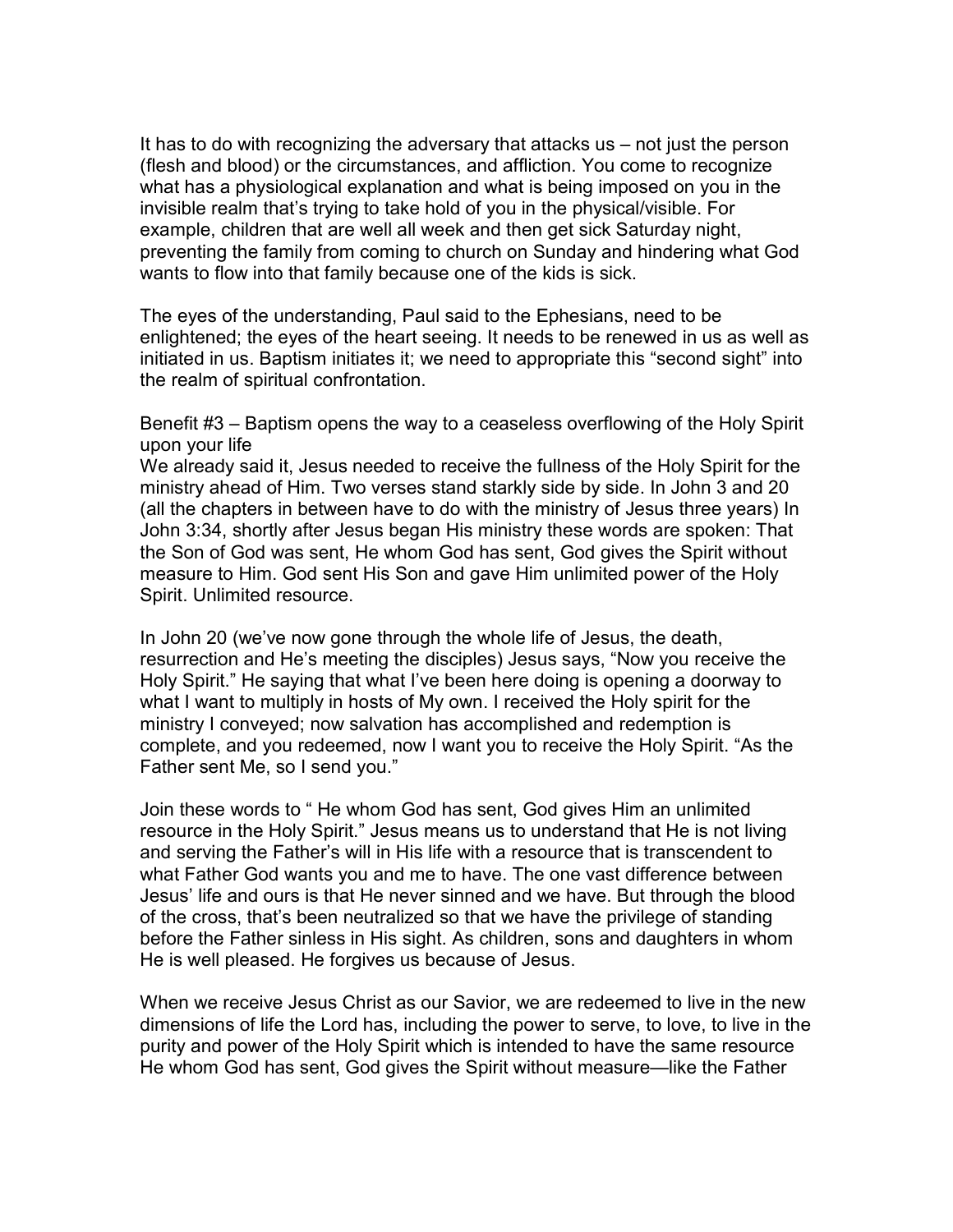It has to do with recognizing the adversary that attacks us – not just the person (flesh and blood) or the circumstances, and affliction. You come to recognize what has a physiological explanation and what is being imposed on you in the invisible realm that's trying to take hold of you in the physical/visible. For example, children that are well all week and then get sick Saturday night, preventing the family from coming to church on Sunday and hindering what God wants to flow into that family because one of the kids is sick.

The eyes of the understanding, Paul said to the Ephesians, need to be enlightened; the eyes of the heart seeing. It needs to be renewed in us as well as initiated in us. Baptism initiates it; we need to appropriate this "second sight" into the realm of spiritual confrontation.

Benefit #3 – Baptism opens the way to a ceaseless overflowing of the Holy Spirit upon your life

We already said it, Jesus needed to receive the fullness of the Holy Spirit for the ministry ahead of Him. Two verses stand starkly side by side. In John 3 and 20 (all the chapters in between have to do with the ministry of Jesus three years) In John 3:34, shortly after Jesus began His ministry these words are spoken: That the Son of God was sent, He whom God has sent, God gives the Spirit without measure to Him. God sent His Son and gave Him unlimited power of the Holy Spirit. Unlimited resource.

In John 20 (we've now gone through the whole life of Jesus, the death, resurrection and He's meeting the disciples) Jesus says, "Now you receive the Holy Spirit." He saying that what I've been here doing is opening a doorway to what I want to multiply in hosts of My own. I received the Holy spirit for the ministry I conveyed; now salvation has accomplished and redemption is complete, and you redeemed, now I want you to receive the Holy Spirit. "As the Father sent Me, so I send you."

Join these words to " He whom God has sent, God gives Him an unlimited resource in the Holy Spirit." Jesus means us to understand that He is not living and serving the Father's will in His life with a resource that is transcendent to what Father God wants you and me to have. The one vast difference between Jesus' life and ours is that He never sinned and we have. But through the blood of the cross, that's been neutralized so that we have the privilege of standing before the Father sinless in His sight. As children, sons and daughters in whom He is well pleased. He forgives us because of Jesus.

When we receive Jesus Christ as our Savior, we are redeemed to live in the new dimensions of life the Lord has, including the power to serve, to love, to live in the purity and power of the Holy Spirit which is intended to have the same resource He whom God has sent, God gives the Spirit without measure—like the Father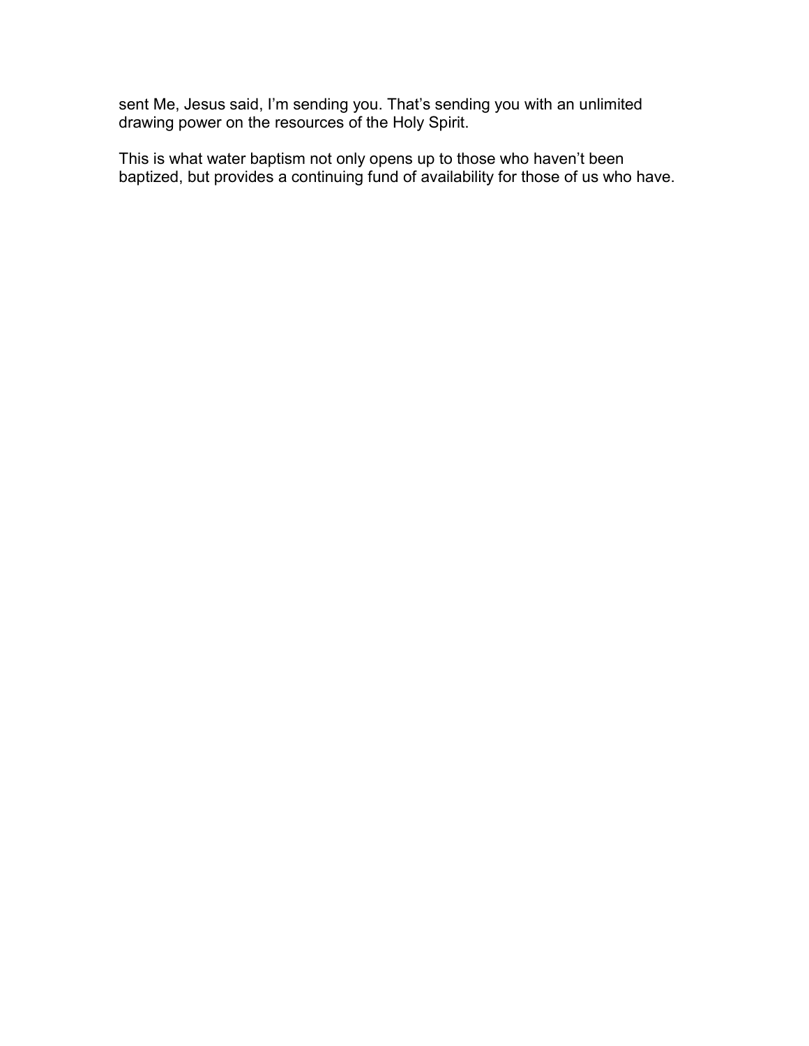sent Me, Jesus said, I'm sending you. That's sending you with an unlimited drawing power on the resources of the Holy Spirit.

This is what water baptism not only opens up to those who haven't been baptized, but provides a continuing fund of availability for those of us who have.